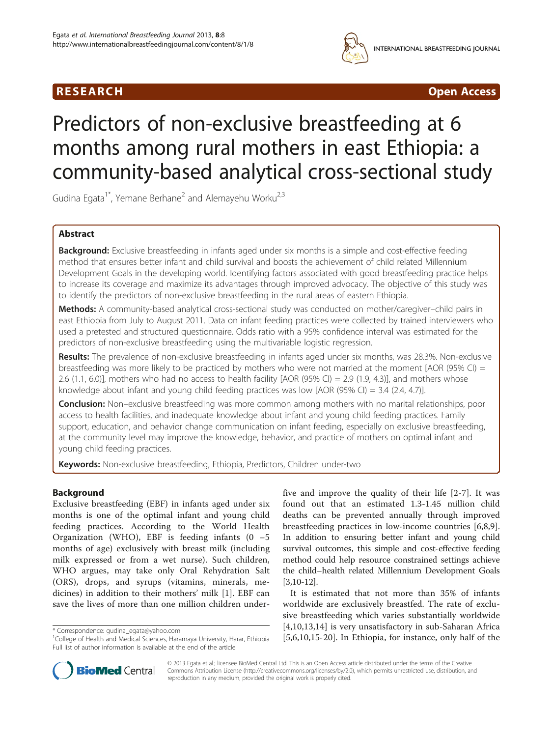RESEARCH Open Access

# Predictors of non-exclusive breastfeeding at 6 months among rural mothers in east Ethiopia: a community-based analytical cross-sectional study

Gudina Egata[1*], Yemane Berhane[2] and Alemayehu Worku[2,3]

## Abstract

**Background:** Exclusive breastfeeding in infants aged under six months is a simple and cost-effective feeding method that ensures better infant and child survival and boosts the achievement of child related Millennium Development Goals in the developing world. Identifying factors associated with good breastfeeding practice helps to increase its coverage and maximize its advantages through improved advocacy. The objective of this study was to identify the predictors of non-exclusive breastfeeding in the rural areas of eastern Ethiopia.

**Methods:** A community-based analytical cross-sectional study was conducted on mother/caregiver–child pairs in east Ethiopia from July to August 2011. Data on infant feeding practices were collected by trained interviewers who used a pretested and structured questionnaire. Odds ratio with a 95% confidence interval was estimated for the predictors of non-exclusive breastfeeding using the multivariable logistic regression.

**Results:** The prevalence of non-exclusive breastfeeding in infants aged under six months, was 28.3%. Non-exclusive breastfeeding was more likely to be practiced by mothers who were not married at the moment [AOR (95% CI) = 2.6 (1.1, 6.0)], mothers who had no access to health facility [AOR (95% CI) = 2.9 (1.9, 4.3)], and mothers whose knowledge about infant and young child feeding practices was low [AOR (95% CI) = 3.4 (2.4, 4.7)].

**Conclusion:** Non–exclusive breastfeeding was more common among mothers with no marital relationships, poor access to health facilities, and inadequate knowledge about infant and young child feeding practices. Family support, education, and behavior change communication on infant feeding, especially on exclusive breastfeeding, at the community level may improve the knowledge, behavior, and practice of mothers on optimal infant and young child feeding practices.

**Keywords:** Non-exclusive breastfeeding, Ethiopia, Predictors, Children under-two

## Background

Exclusive breastfeeding (EBF) in infants aged under six months is one of the optimal infant and young child feeding practices. According to the World Health Organization (WHO), EBF is feeding infants (0 −5 months of age) exclusively with breast milk (including milk expressed or from a wet nurse). Such children, WHO argues, may take only Oral Rehydration Salt (ORS), drops, and syrups (vitamins, minerals, medicines) in addition to their mothers' milk [1]. EBF can save the lives of more than one million children under-five and improve the quality of their life [2-7]. It was found out that an estimated 1.3-1.45 million child deaths can be prevented annually through improved breastfeeding practices in low-income countries [6,8,9]. In addition to ensuring better infant and young child survival outcomes, this simple and cost-effective feeding method could help resource constrained settings achieve the child–health related Millennium Development Goals [3,10-12].

It is estimated that not more than 35% of infants worldwide are exclusively breastfed. The rate of exclusive breastfeeding which varies substantially worldwide [4,10,13,14] is very unsatisfactory in sub-Saharan Africa [5,6,10,15-20]. In Ethiopia, for instance, only half of the

\* Correspondence: gudina_egata@yahoo.com
[1]College of Health and Medical Sciences, Haramaya University, Harar, Ethiopia
Full list of author information is available at the end of the article

© 2013 Egata et al.; licensee BioMed Central Ltd. This is an Open Access article distributed under the terms of the Creative Commons Attribution License (http://creativecommons.org/licenses/by/2.0), which permits unrestricted use, distribution, and reproduction in any medium, provided the original work is properly cited.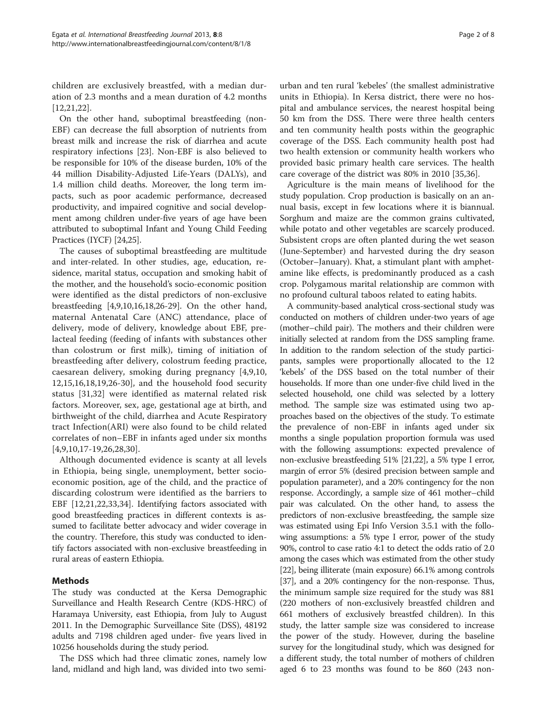children are exclusively breastfed, with a median duration of 2.3 months and a mean duration of 4.2 months [12,21,22].

On the other hand, suboptimal breastfeeding (non-EBF) can decrease the full absorption of nutrients from breast milk and increase the risk of diarrhea and acute respiratory infections [23]. Non-EBF is also believed to be responsible for 10% of the disease burden, 10% of the 44 million Disability-Adjusted Life-Years (DALYs), and 1.4 million child deaths. Moreover, the long term impacts, such as poor academic performance, decreased productivity, and impaired cognitive and social development among children under-five years of age have been attributed to suboptimal Infant and Young Child Feeding Practices (IYCF) [24,25].

The causes of suboptimal breastfeeding are multitude and inter-related. In other studies, age, education, residence, marital status, occupation and smoking habit of the mother, and the household's socio-economic position were identified as the distal predictors of non-exclusive breastfeeding [4,9,10,16,18,26-29]. On the other hand, maternal Antenatal Care (ANC) attendance, place of delivery, mode of delivery, knowledge about EBF, prelacteal feeding (feeding of infants with substances other than colostrum or first milk), timing of initiation of breastfeeding after delivery, colostrum feeding practice, caesarean delivery, smoking during pregnancy [4,9,10,12,15,16,18,19,26-30], and the household food security status [31,32] were identified as maternal related risk factors. Moreover, sex, age, gestational age at birth, and birthweight of the child, diarrhea and Acute Respiratory tract Infection(ARI) were also found to be child related correlates of non–EBF in infants aged under six months [4,9,10,17-19,26,28,30].

Although documented evidence is scanty at all levels in Ethiopia, being single, unemployment, better socio-economic position, age of the child, and the practice of discarding colostrum were identified as the barriers to EBF [12,21,22,33,34]. Identifying factors associated with good breastfeeding practices in different contexts is assumed to facilitate better advocacy and wider coverage in the country. Therefore, this study was conducted to identify factors associated with non-exclusive breastfeeding in rural areas of eastern Ethiopia.

## Methods

The study was conducted at the Kersa Demographic Surveillance and Health Research Centre (KDS-HRC) of Haramaya University, east Ethiopia, from July to August 2011. In the Demographic Surveillance Site (DSS), 48192 adults and 7198 children aged under- five years lived in 10256 households during the study period.

The DSS which had three climatic zones, namely low land, midland and high land, was divided into two semi-urban and ten rural 'kebeles' (the smallest administrative units in Ethiopia). In Kersa district, there were no hospital and ambulance services, the nearest hospital being 50 km from the DSS. There were three health centers and ten community health posts within the geographic coverage of the DSS. Each community health post had two health extension or community health workers who provided basic primary health care services. The health care coverage of the district was 80% in 2010 [35,36].

Agriculture is the main means of livelihood for the study population. Crop production is basically on an annual basis, except in few locations where it is biannual. Sorghum and maize are the common grains cultivated, while potato and other vegetables are scarcely produced. Subsistent crops are often planted during the wet season (June-September) and harvested during the dry season (October–January). Khat, a stimulant plant with amphetamine like effects, is predominantly produced as a cash crop. Polygamous marital relationship are common with no profound cultural taboos related to eating habits.

A community-based analytical cross-sectional study was conducted on mothers of children under-two years of age (mother–child pair). The mothers and their children were initially selected at random from the DSS sampling frame. In addition to the random selection of the study participants, samples were proportionally allocated to the 12 'kebels' of the DSS based on the total number of their households. If more than one under-five child lived in the selected household, one child was selected by a lottery method. The sample size was estimated using two approaches based on the objectives of the study. To estimate the prevalence of non-EBF in infants aged under six months a single population proportion formula was used with the following assumptions: expected prevalence of non-exclusive breastfeeding 51% [21,22], a 5% type I error, margin of error 5% (desired precision between sample and population parameter), and a 20% contingency for the non response. Accordingly, a sample size of 461 mother–child pair was calculated. On the other hand, to assess the predictors of non-exclusive breastfeeding, the sample size was estimated using Epi Info Version 3.5.1 with the following assumptions: a 5% type I error, power of the study 90%, control to case ratio 4:1 to detect the odds ratio of 2.0 among the cases which was estimated from the other study [22], being illiterate (main exposure) 66.1% among controls [37], and a 20% contingency for the non-response. Thus, the minimum sample size required for the study was 881 (220 mothers of non-exclusively breastfed children and 661 mothers of exclusively breastfed children). In this study, the latter sample size was considered to increase the power of the study. However, during the baseline survey for the longitudinal study, which was designed for a different study, the total number of mothers of children aged 6 to 23 months was found to be 860 (243 non-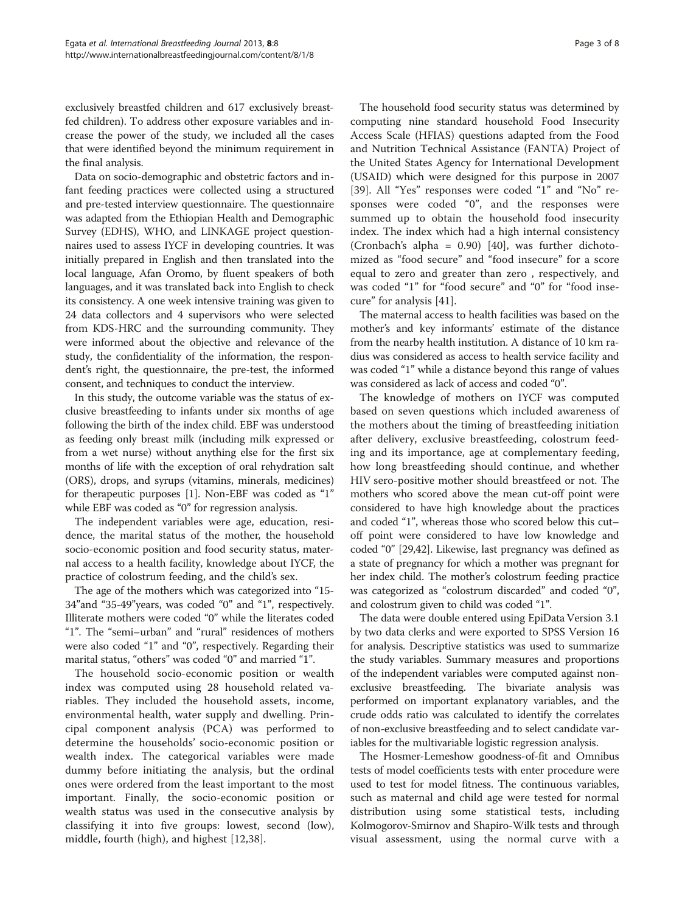exclusively breastfed children and 617 exclusively breastfed children). To address other exposure variables and increase the power of the study, we included all the cases that were identified beyond the minimum requirement in the final analysis.

Data on socio-demographic and obstetric factors and infant feeding practices were collected using a structured and pre-tested interview questionnaire. The questionnaire was adapted from the Ethiopian Health and Demographic Survey (EDHS), WHO, and LINKAGE project questionnaires used to assess IYCF in developing countries. It was initially prepared in English and then translated into the local language, Afan Oromo, by fluent speakers of both languages, and it was translated back into English to check its consistency. A one week intensive training was given to 24 data collectors and 4 supervisors who were selected from KDS-HRC and the surrounding community. They were informed about the objective and relevance of the study, the confidentiality of the information, the respondent's right, the questionnaire, the pre-test, the informed consent, and techniques to conduct the interview.

In this study, the outcome variable was the status of exclusive breastfeeding to infants under six months of age following the birth of the index child. EBF was understood as feeding only breast milk (including milk expressed or from a wet nurse) without anything else for the first six months of life with the exception of oral rehydration salt (ORS), drops, and syrups (vitamins, minerals, medicines) for therapeutic purposes [1]. Non-EBF was coded as "1" while EBF was coded as "0" for regression analysis.

The independent variables were age, education, residence, the marital status of the mother, the household socio-economic position and food security status, maternal access to a health facility, knowledge about IYCF, the practice of colostrum feeding, and the child's sex.

The age of the mothers which was categorized into "15-34"and "35-49"years, was coded "0" and "1", respectively. Illiterate mothers were coded "0" while the literates coded "1". The "semi–urban" and "rural" residences of mothers were also coded "1" and "0", respectively. Regarding their marital status, "others" was coded "0" and married "1".

The household socio-economic position or wealth index was computed using 28 household related variables. They included the household assets, income, environmental health, water supply and dwelling. Principal component analysis (PCA) was performed to determine the households' socio-economic position or wealth index. The categorical variables were made dummy before initiating the analysis, but the ordinal ones were ordered from the least important to the most important. Finally, the socio-economic position or wealth status was used in the consecutive analysis by classifying it into five groups: lowest, second (low), middle, fourth (high), and highest [12,38].

The household food security status was determined by computing nine standard household Food Insecurity Access Scale (HFIAS) questions adapted from the Food and Nutrition Technical Assistance (FANTA) Project of the United States Agency for International Development (USAID) which were designed for this purpose in 2007 [39]. All "Yes" responses were coded "1" and "No" responses were coded "0", and the responses were summed up to obtain the household food insecurity index. The index which had a high internal consistency (Cronbach's alpha = 0.90) [40], was further dichotomized as "food secure" and "food insecure" for a score equal to zero and greater than zero , respectively, and was coded "1" for "food secure" and "0" for "food insecure" for analysis [41].

The maternal access to health facilities was based on the mother's and key informants' estimate of the distance from the nearby health institution. A distance of 10 km radius was considered as access to health service facility and was coded "1" while a distance beyond this range of values was considered as lack of access and coded "0".

The knowledge of mothers on IYCF was computed based on seven questions which included awareness of the mothers about the timing of breastfeeding initiation after delivery, exclusive breastfeeding, colostrum feeding and its importance, age at complementary feeding, how long breastfeeding should continue, and whether HIV sero-positive mother should breastfeed or not. The mothers who scored above the mean cut-off point were considered to have high knowledge about the practices and coded "1", whereas those who scored below this cut–off point were considered to have low knowledge and coded "0" [29,42]. Likewise, last pregnancy was defined as a state of pregnancy for which a mother was pregnant for her index child. The mother's colostrum feeding practice was categorized as "colostrum discarded" and coded "0", and colostrum given to child was coded "1".

The data were double entered using EpiData Version 3.1 by two data clerks and were exported to SPSS Version 16 for analysis. Descriptive statistics was used to summarize the study variables. Summary measures and proportions of the independent variables were computed against non-exclusive breastfeeding. The bivariate analysis was performed on important explanatory variables, and the crude odds ratio was calculated to identify the correlates of non-exclusive breastfeeding and to select candidate variables for the multivariable logistic regression analysis.

The Hosmer-Lemeshow goodness-of-fit and Omnibus tests of model coefficients tests with enter procedure were used to test for model fitness. The continuous variables, such as maternal and child age were tested for normal distribution using some statistical tests, including Kolmogorov-Smirnov and Shapiro-Wilk tests and through visual assessment, using the normal curve with a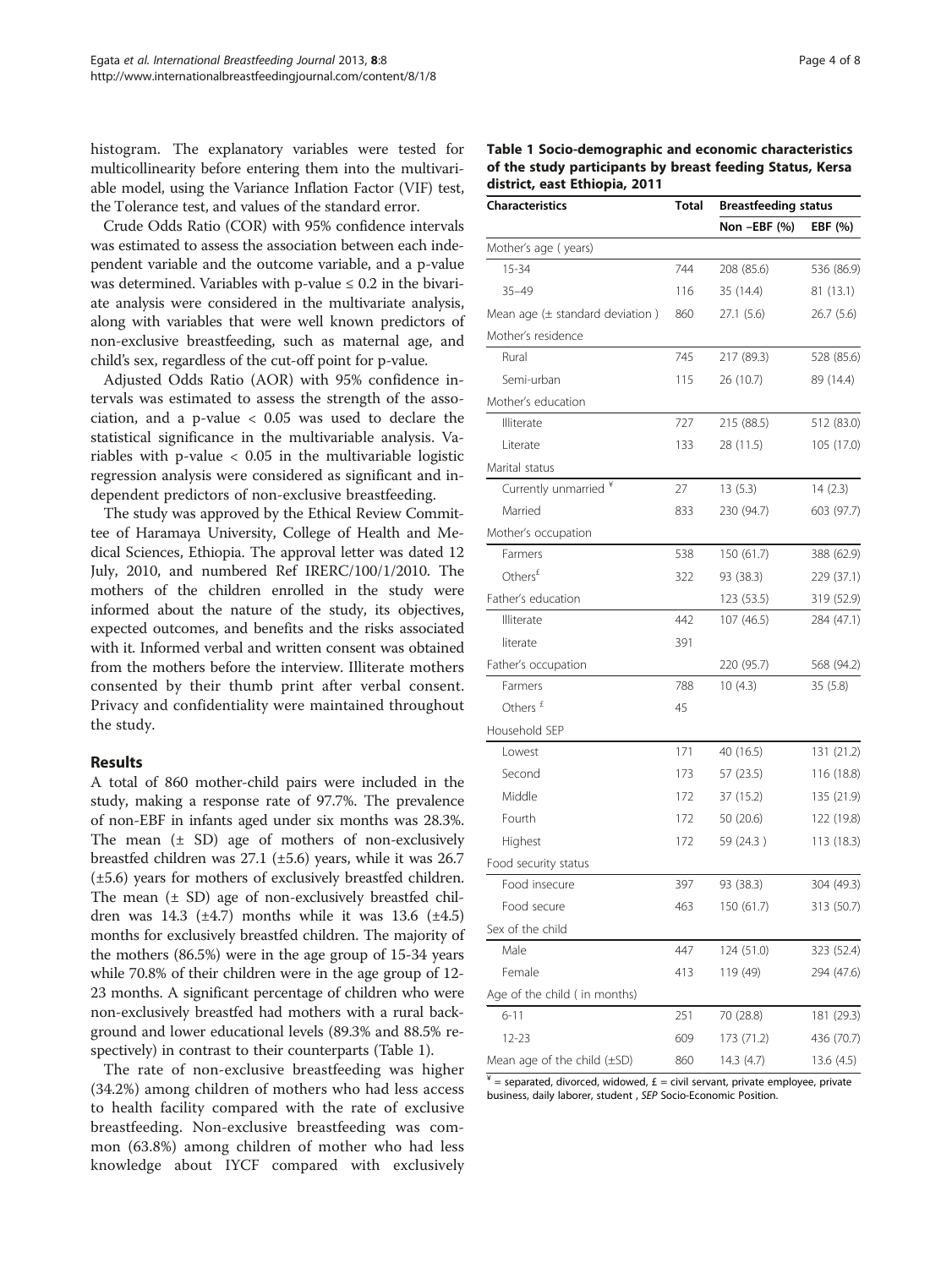histogram. The explanatory variables were tested for multicollinearity before entering them into the multivariable model, using the Variance Inflation Factor (VIF) test, the Tolerance test, and values of the standard error.

Crude Odds Ratio (COR) with 95% confidence intervals was estimated to assess the association between each independent variable and the outcome variable, and a p-value was determined. Variables with p-value $\leq 0.2$ in the bivariate analysis were considered in the multivariate analysis, along with variables that were well known predictors of non-exclusive breastfeeding, such as maternal age, and child's sex, regardless of the cut-off point for p-value.

Adjusted Odds Ratio (AOR) with 95% confidence intervals was estimated to assess the strength of the association, and a p-value $< 0.05$ was used to declare the statistical significance in the multivariable analysis. Variables with p-value $< 0.05$ in the multivariable logistic regression analysis were considered as significant and independent predictors of non-exclusive breastfeeding.

The study was approved by the Ethical Review Committee of Haramaya University, College of Health and Medical Sciences, Ethiopia. The approval letter was dated 12 July, 2010, and numbered Ref IRERC/100/1/2010. The mothers of the children enrolled in the study were informed about the nature of the study, its objectives, expected outcomes, and benefits and the risks associated with it. Informed verbal and written consent was obtained from the mothers before the interview. Illiterate mothers consented by their thumb print after verbal consent. Privacy and confidentiality were maintained throughout the study.

## Results

A total of 860 mother-child pairs were included in the study, making a response rate of 97.7%. The prevalence of non-EBF in infants aged under six months was 28.3%. The mean (± SD) age of mothers of non-exclusively breastfed children was 27.1 (±5.6) years, while it was 26.7 (±5.6) years for mothers of exclusively breastfed children. The mean (± SD) age of non-exclusively breastfed children was 14.3 (±4.7) months while it was 13.6 (±4.5) months for exclusively breastfed children. The majority of the mothers (86.5%) were in the age group of 15-34 years while 70.8% of their children were in the age group of 12-23 months. A significant percentage of children who were non-exclusively breastfed had mothers with a rural background and lower educational levels (89.3% and 88.5% respectively) in contrast to their counterparts (Table 1).

The rate of non-exclusive breastfeeding was higher (34.2%) among children of mothers who had less access to health facility compared with the rate of exclusive breastfeeding. Non-exclusive breastfeeding was common (63.8%) among children of mother who had less knowledge about IYCF compared with exclusively

**Table 1 Socio-demographic and economic characteristics of the study participants by breast feeding Status, Kersa district, east Ethiopia, 2011**

| Characteristics | Total | Breastfeeding status | |
|---|---|---|---|
| | | Non –EBF (%) | EBF (%) |
| Mother's age ( years) | | | |
| 15-34 | 744 | 208 (85.6) | 536 (86.9) |
| 35–49 | 116 | 35 (14.4) | 81 (13.1) |
| Mean age (± standard deviation ) | 860 | 27.1 (5.6) | 26.7 (5.6) |
| Mother's residence | | | |
| Rural | 745 | 217 (89.3) | 528 (85.6) |
| Semi-urban | 115 | 26 (10.7) | 89 (14.4) |
| Mother's education | | | |
| Illiterate | 727 | 215 (88.5) | 512 (83.0) |
| Literate | 133 | 28 (11.5) | 105 (17.0) |
| Marital status | | | |
| Currently unmarried ¥ | 27 | 13 (5.3) | 14 (2.3) |
| Married | 833 | 230 (94.7) | 603 (97.7) |
| Mother's occupation | | | |
| Farmers | 538 | 150 (61.7) | 388 (62.9) |
| Others£ | 322 | 93 (38.3) | 229 (37.1) |
| Father's education | | 123 (53.5) | 319 (52.9) |
| Illiterate | 442 | 107 (46.5) | 284 (47.1) |
| literate | 391 | | |
| Father's occupation | | 220 (95.7) | 568 (94.2) |
| Farmers | 788 | 10 (4.3) | 35 (5.8) |
| Others £ | 45 | | |
| Household SEP | | | |
| Lowest | 171 | 40 (16.5) | 131 (21.2) |
| Second | 173 | 57 (23.5) | 116 (18.8) |
| Middle | 172 | 37 (15.2) | 135 (21.9) |
| Fourth | 172 | 50 (20.6) | 122 (19.8) |
| Highest | 172 | 59 (24.3 ) | 113 (18.3) |
| Food security status | | | |
| Food insecure | 397 | 93 (38.3) | 304 (49.3) |
| Food secure | 463 | 150 (61.7) | 313 (50.7) |
| Sex of the child | | | |
| Male | 447 | 124 (51.0) | 323 (52.4) |
| Female | 413 | 119 (49) | 294 (47.6) |
| Age of the child ( in months) | | | |
| 6-11 | 251 | 70 (28.8) | 181 (29.3) |
| 12-23 | 609 | 173 (71.2) | 436 (70.7) |
| Mean age of the child (±SD) | 860 | 14.3 (4.7) | 13.6 (4.5) |

¥ = separated, divorced, widowed, £ = civil servant, private employee, private business, daily laborer, student , *SEP* Socio-Economic Position.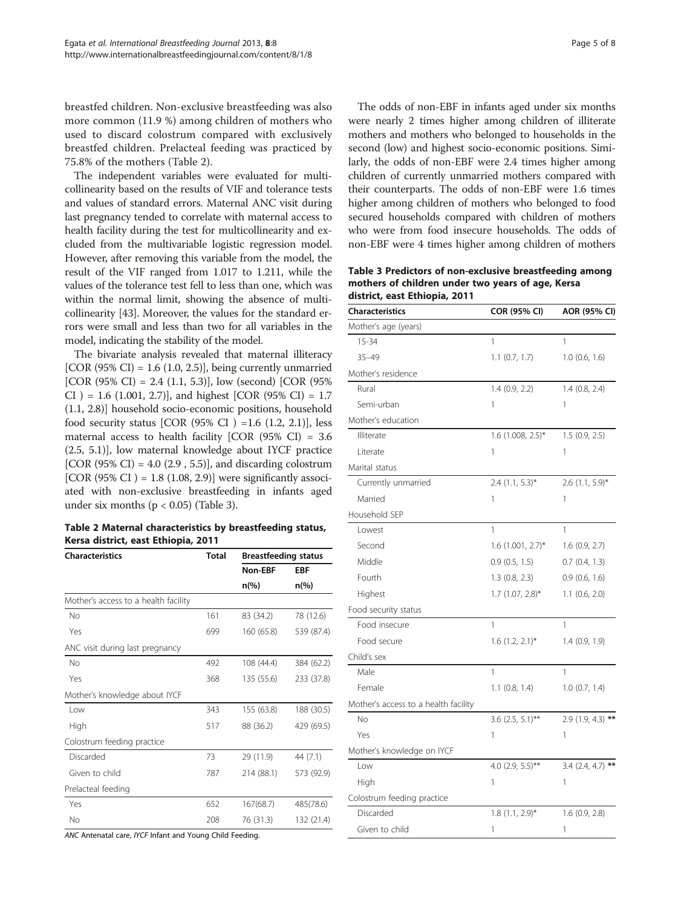breastfed children. Non-exclusive breastfeeding was also more common (11.9 %) among children of mothers who used to discard colostrum compared with exclusively breastfed children. Prelacteal feeding was practiced by 75.8% of the mothers (Table 2).

The independent variables were evaluated for multicollinearity based on the results of VIF and tolerance tests and values of standard errors. Maternal ANC visit during last pregnancy tended to correlate with maternal access to health facility during the test for multicollinearity and excluded from the multivariable logistic regression model. However, after removing this variable from the model, the result of the VIF ranged from 1.017 to 1.211, while the values of the tolerance test fell to less than one, which was within the normal limit, showing the absence of multicollinearity [43]. Moreover, the values for the standard errors were small and less than two for all variables in the model, indicating the stability of the model.

The bivariate analysis revealed that maternal illiteracy [COR (95% CI) = 1.6 (1.0, 2.5)], being currently unmarried [COR (95% CI) = 2.4 (1.1, 5.3)], low (second) [COR (95% CI ) = 1.6 (1.001, 2.7)], and highest [COR (95% CI) = 1.7 (1.1, 2.8)] household socio-economic positions, household food security status [COR (95% CI ) =1.6 (1.2, 2.1)], less maternal access to health facility [COR (95% CI) = 3.6 (2.5, 5.1)], low maternal knowledge about IYCF practice [COR (95% CI) = 4.0 (2.9 , 5.5)], and discarding colostrum [COR (95% CI ) = 1.8 (1.08, 2.9)] were significantly associated with non-exclusive breastfeeding in infants aged under six months ($p < 0.05$) (Table 3).

**Table 2 Maternal characteristics by breastfeeding status, Kersa district, east Ethiopia, 2011**

| Characteristics | Total | Breastfeeding status | |
|---|---|---|---|
| | | Non-EBF | EBF |
| | | n(%) | n(%) |
| Mother's access to a health facility | | | |
| No | 161 | 83 (34.2) | 78 (12.6) |
| Yes | 699 | 160 (65.8) | 539 (87.4) |
| ANC visit during last pregnancy | | | |
| No | 492 | 108 (44.4) | 384 (62.2) |
| Yes | 368 | 135 (55.6) | 233 (37.8) |
| Mother's knowledge about IYCF | | | |
| Low | 343 | 155 (63.8) | 188 (30.5) |
| High | 517 | 88 (36.2) | 429 (69.5) |
| Colostrum feeding practice | | | |
| Discarded | 73 | 29 (11.9) | 44 (7.1) |
| Given to child | 787 | 214 (88.1) | 573 (92.9) |
| Prelacteal feeding | | | |
| Yes | 652 | 167(68.7) | 485(78.6) |
| No | 208 | 76 (31.3) | 132 (21.4) |

*ANC* Antenatal care, *IYCF* Infant and Young Child Feeding.

The odds of non-EBF in infants aged under six months were nearly 2 times higher among children of illiterate mothers and mothers who belonged to households in the second (low) and highest socio-economic positions. Similarly, the odds of non-EBF were 2.4 times higher among children of currently unmarried mothers compared with their counterparts. The odds of non-EBF were 1.6 times higher among children of mothers who belonged to food secured households compared with children of mothers who were from food insecure households. The odds of non-EBF were 4 times higher among children of mothers

**Table 3 Predictors of non-exclusive breastfeeding among mothers of children under two years of age, Kersa district, east Ethiopia, 2011**

| Characteristics | COR (95% CI) | AOR (95% CI) |
|---|---|---|
| Mother's age (years) | | |
| 15-34 | 1 | 1 |
| 35–49 | 1.1 (0.7, 1.7) | 1.0 (0.6, 1.6) |
| Mother's residence | | |
| Rural | 1.4 (0.9, 2.2) | 1.4 (0.8, 2.4) |
| Semi-urban | 1 | 1 |
| Mother's education | | |
| Illiterate | 1.6 (1.008, 2.5)* | 1.5 (0.9, 2.5) |
| Literate | 1 | 1 |
| Marital status | | |
| Currently unmarried | 2.4 (1.1, 5.3)* | 2.6 (1.1, 5.9)* |
| Married | 1 | 1 |
| Household SEP | | |
| Lowest | 1 | 1 |
| Second | 1.6 (1.001, 2.7)* | 1.6 (0.9, 2.7) |
| Middle | 0.9 (0.5, 1.5) | 0.7 (0.4, 1.3) |
| Fourth | 1.3 (0.8, 2.3) | 0.9 (0.6, 1.6) |
| Highest | 1.7 (1.07, 2.8)* | 1.1 (0.6, 2.0) |
| Food security status | | |
| Food insecure | 1 | 1 |
| Food secure | 1.6 (1.2, 2.1)* | 1.4 (0.9, 1.9) |
| Child's sex | | |
| Male | 1 | 1 |
| Female | 1.1 (0.8, 1.4) | 1.0 (0.7, 1.4) |
| Mother's access to a health facility | | |
| No | 3.6 (2.5, 5.1)** | 2.9 (1.9, 4.3) ** |
| Yes | 1 | 1 |
| Mother's knowledge on IYCF | | |
| Low | 4.0 (2.9, 5.5)** | 3.4 (2.4, 4.7) ** |
| High | 1 | 1 |
| Colostrum feeding practice | | |
| Discarded | 1.8 (1.1, 2.9)* | 1.6 (0.9, 2.8) |
| Given to child | 1 | 1 |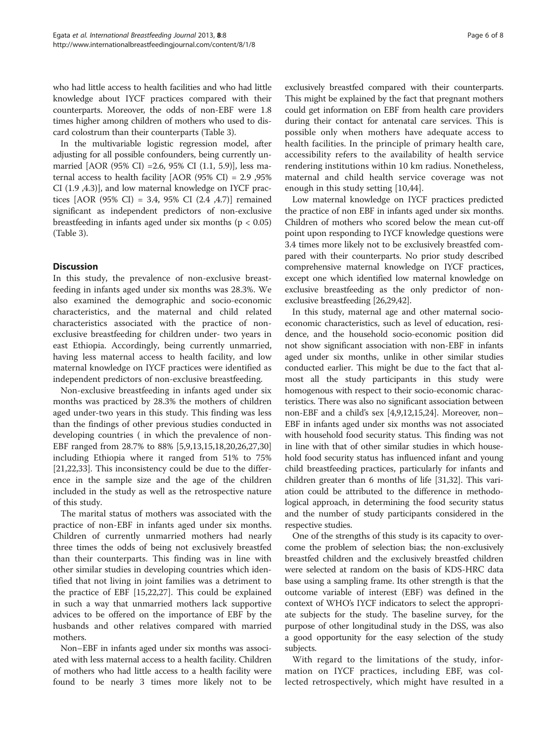who had little access to health facilities and who had little knowledge about IYCF practices compared with their counterparts. Moreover, the odds of non-EBF were 1.8 times higher among children of mothers who used to discard colostrum than their counterparts (Table 3).

In the multivariable logistic regression model, after adjusting for all possible confounders, being currently unmarried [AOR (95% CI) =2.6, 95% CI (1.1, 5.9)], less maternal access to health facility [AOR (95% CI) = 2.9 ,95% CI (1.9 ,4.3)], and low maternal knowledge on IYCF practices [AOR (95% CI) = 3.4, 95% CI (2.4 ,4.7)] remained significant as independent predictors of non-exclusive breastfeeding in infants aged under six months ($p < 0.05$) (Table 3).

## Discussion

In this study, the prevalence of non-exclusive breastfeeding in infants aged under six months was 28.3%. We also examined the demographic and socio-economic characteristics, and the maternal and child related characteristics associated with the practice of non-exclusive breastfeeding for children under- two years in east Ethiopia. Accordingly, being currently unmarried, having less maternal access to health facility, and low maternal knowledge on IYCF practices were identified as independent predictors of non-exclusive breastfeeding.

Non-exclusive breastfeeding in infants aged under six months was practiced by 28.3% the mothers of children aged under-two years in this study. This finding was less than the findings of other previous studies conducted in developing countries ( in which the prevalence of non-EBF ranged from 28.7% to 88% [5,9,13,15,18,20,26,27,30] including Ethiopia where it ranged from 51% to 75% [21,22,33]. This inconsistency could be due to the difference in the sample size and the age of the children included in the study as well as the retrospective nature of this study.

The marital status of mothers was associated with the practice of non-EBF in infants aged under six months. Children of currently unmarried mothers had nearly three times the odds of being not exclusively breastfed than their counterparts. This finding was in line with other similar studies in developing countries which identified that not living in joint families was a detriment to the practice of EBF [15,22,27]. This could be explained in such a way that unmarried mothers lack supportive advices to be offered on the importance of EBF by the husbands and other relatives compared with married mothers.

Non–EBF in infants aged under six months was associated with less maternal access to a health facility. Children of mothers who had little access to a health facility were found to be nearly 3 times more likely not to be exclusively breastfed compared with their counterparts. This might be explained by the fact that pregnant mothers could get information on EBF from health care providers during their contact for antenatal care services. This is possible only when mothers have adequate access to health facilities. In the principle of primary health care, accessibility refers to the availability of health service rendering institutions within 10 km radius. Nonetheless, maternal and child health service coverage was not enough in this study setting [10,44].

Low maternal knowledge on IYCF practices predicted the practice of non EBF in infants aged under six months. Children of mothers who scored below the mean cut-off point upon responding to IYCF knowledge questions were 3.4 times more likely not to be exclusively breastfed compared with their counterparts. No prior study described comprehensive maternal knowledge on IYCF practices, except one which identified low maternal knowledge on exclusive breastfeeding as the only predictor of non-exclusive breastfeeding [26,29,42].

In this study, maternal age and other maternal socio-economic characteristics, such as level of education, residence, and the household socio-economic position did not show significant association with non-EBF in infants aged under six months, unlike in other similar studies conducted earlier. This might be due to the fact that almost all the study participants in this study were homogenous with respect to their socio-economic characteristics. There was also no significant association between non-EBF and a child's sex [4,9,12,15,24]. Moreover, non–EBF in infants aged under six months was not associated with household food security status. This finding was not in line with that of other similar studies in which household food security status has influenced infant and young child breastfeeding practices, particularly for infants and children greater than 6 months of life [31,32]. This variation could be attributed to the difference in methodological approach, in determining the food security status and the number of study participants considered in the respective studies.

One of the strengths of this study is its capacity to overcome the problem of selection bias; the non-exclusively breastfed children and the exclusively breastfed children were selected at random on the basis of KDS-HRC data base using a sampling frame. Its other strength is that the outcome variable of interest (EBF) was defined in the context of WHO's IYCF indicators to select the appropriate subjects for the study. The baseline survey, for the purpose of other longitudinal study in the DSS, was also a good opportunity for the easy selection of the study subjects.

With regard to the limitations of the study, information on IYCF practices, including EBF, was collected retrospectively, which might have resulted in a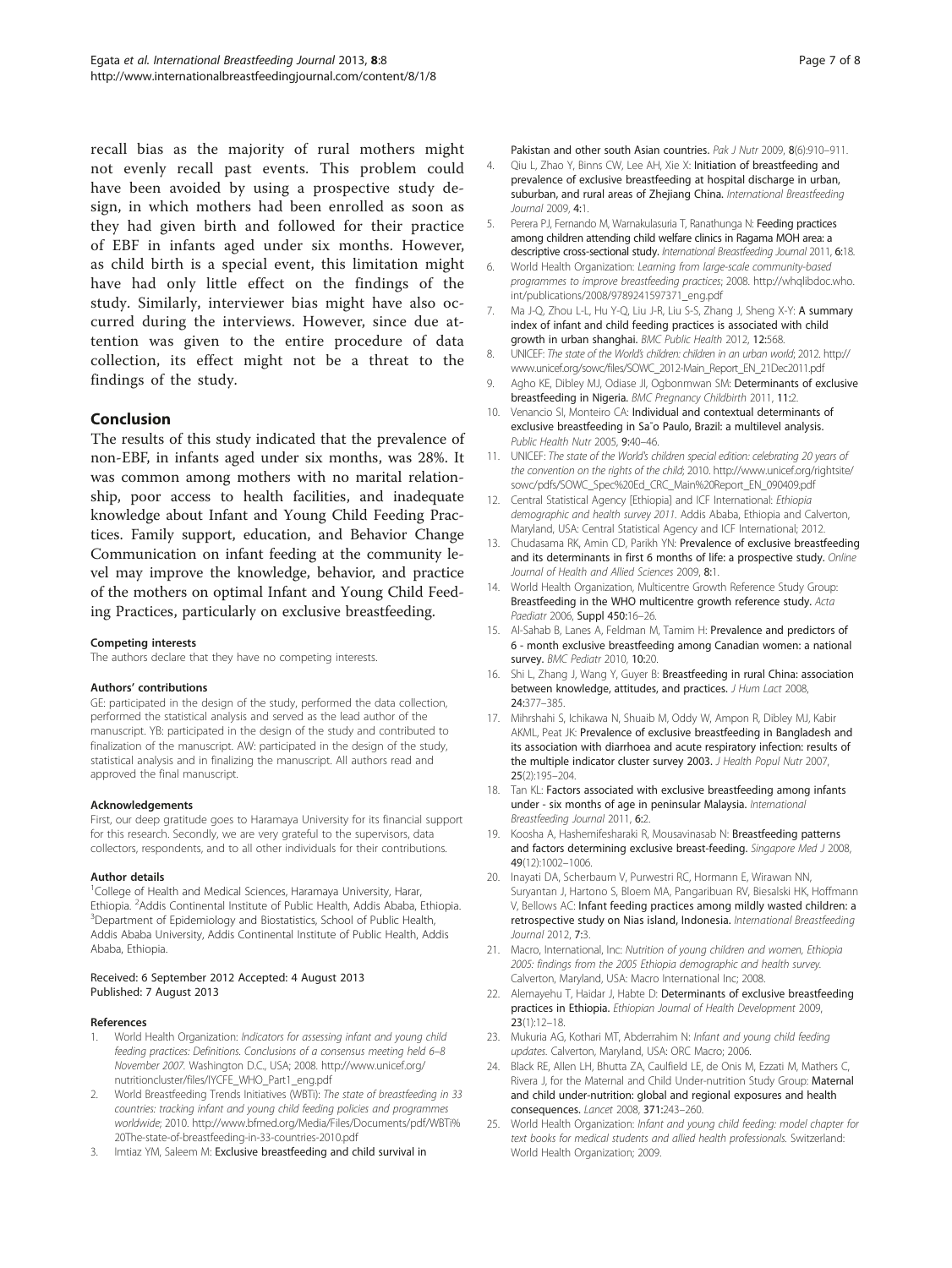recall bias as the majority of rural mothers might not evenly recall past events. This problem could have been avoided by using a prospective study design, in which mothers had been enrolled as soon as they had given birth and followed for their practice of EBF in infants aged under six months. However, as child birth is a special event, this limitation might have had only little effect on the findings of the study. Similarly, interviewer bias might have also occurred during the interviews. However, since due attention was given to the entire procedure of data collection, its effect might not be a threat to the findings of the study.

## Conclusion

The results of this study indicated that the prevalence of non-EBF, in infants aged under six months, was 28%. It was common among mothers with no marital relationship, poor access to health facilities, and inadequate knowledge about Infant and Young Child Feeding Practices. Family support, education, and Behavior Change Communication on infant feeding at the community level may improve the knowledge, behavior, and practice of the mothers on optimal Infant and Young Child Feeding Practices, particularly on exclusive breastfeeding.

#### Competing interests

The authors declare that they have no competing interests.

#### Authors' contributions

GE: participated in the design of the study, performed the data collection, performed the statistical analysis and served as the lead author of the manuscript. YB: participated in the design of the study and contributed to finalization of the manuscript. AW: participated in the design of the study, statistical analysis and in finalizing the manuscript. All authors read and approved the final manuscript.

#### Acknowledgements

First, our deep gratitude goes to Haramaya University for its financial support for this research. Secondly, we are very grateful to the supervisors, data collectors, respondents, and to all other individuals for their contributions.

#### Author details

[1]College of Health and Medical Sciences, Haramaya University, Harar, Ethiopia. [2]Addis Continental Institute of Public Health, Addis Ababa, Ethiopia. [3]Department of Epidemiology and Biostatistics, School of Public Health, Addis Ababa University, Addis Continental Institute of Public Health, Addis Ababa, Ethiopia.

Received: 6 September 2012 Accepted: 4 August 2013
Published: 7 August 2013

#### References

1. World Health Organization: *Indicators for assessing infant and young child feeding practices: Definitions. Conclusions of a consensus meeting held 6–8 November 2007.* Washington D.C., USA; 2008. http://www.unicef.org/nutritioncluster/files/IYCFE_WHO_Part1_eng.pdf
2. World Breastfeeding Trends Initiatives (WBTi): *The state of breastfeeding in 33 countries: tracking infant and young child feeding policies and programmes worldwide*; 2010. http://www.bfmed.org/Media/Files/Documents/pdf/WBTi%20The-state-of-breastfeeding-in-33-countries-2010.pdf
3. Imtiaz YM, Saleem M: **Exclusive breastfeeding and child survival in Pakistan and other south Asian countries.** *Pak J Nutr* 2009, **8**(6):910–911.
4. Qiu L, Zhao Y, Binns CW, Lee AH, Xie X: **Initiation of breastfeeding and prevalence of exclusive breastfeeding at hospital discharge in urban, suburban, and rural areas of Zhejiang China.** *International Breastfeeding Journal* 2009, **4**:1.
5. Perera PJ, Fernando M, Warnakulasuria T, Ranathunga N: **Feeding practices among children attending child welfare clinics in Ragama MOH area: a descriptive cross-sectional study.** *International Breastfeeding Journal* 2011, **6**:18.
6. World Health Organization: *Learning from large-scale community-based programmes to improve breastfeeding practices*; 2008. http://whqlibdoc.who.int/publications/2008/9789241597371_eng.pdf
7. Ma J-Q, Zhou L-L, Hu Y-Q, Liu J-R, Liu S-S, Zhang J, Sheng X-Y: **A summary index of infant and child feeding practices is associated with child growth in urban shanghai.** *BMC Public Health* 2012, **12**:568.
8. UNICEF: *The state of the World's children: children in an urban world*; 2012. http://www.unicef.org/sowc/files/SOWC_2012-Main_Report_EN_21Dec2011.pdf
9. Agho KE, Dibley MJ, Odiase JI, Ogbonmwan SM: **Determinants of exclusive breastfeeding in Nigeria.** *BMC Pregnancy Childbirth* 2011, **11**:2.
10. Venancio SI, Monteiro CA: **Individual and contextual determinants of exclusive breastfeeding in Sa˜o Paulo, Brazil: a multilevel analysis.** *Public Health Nutr* 2005, **9**:40–46.
11. UNICEF: *The state of the World's children special edition: celebrating 20 years of the convention on the rights of the child*; 2010. http://www.unicef.org/rightsite/sowc/pdfs/SOWC_Spec%20Ed_CRC_Main%20Report_EN_090409.pdf
12. Central Statistical Agency [Ethiopia] and ICF International: *Ethiopia demographic and health survey 2011.* Addis Ababa, Ethiopia and Calverton, Maryland, USA: Central Statistical Agency and ICF International; 2012.
13. Chudasama RK, Amin CD, Parikh YN: **Prevalence of exclusive breastfeeding and its determinants in first 6 months of life: a prospective study.** *Online Journal of Health and Allied Sciences* 2009, **8**:1.
14. World Health Organization, Multicentre Growth Reference Study Group: **Breastfeeding in the WHO multicentre growth reference study.** *Acta Paediatr* 2006, **Suppl 450**:16–26.
15. Al-Sahab B, Lanes A, Feldman M, Tamim H: **Prevalence and predictors of 6 - month exclusive breastfeeding among Canadian women: a national survey.** *BMC Pediatr* 2010, **10**:20.
16. Shi L, Zhang J, Wang Y, Guyer B: **Breastfeeding in rural China: association between knowledge, attitudes, and practices.** *J Hum Lact* 2008, **24**:377–385.
17. Mihrshahi S, Ichikawa N, Shuaib M, Oddy W, Ampon R, Dibley MJ, Kabir AKML, Peat JK: **Prevalence of exclusive breastfeeding in Bangladesh and its association with diarrhoea and acute respiratory infection: results of the multiple indicator cluster survey 2003.** *J Health Popul Nutr* 2007, **25**(2):195–204.
18. Tan KL: **Factors associated with exclusive breastfeeding among infants under - six months of age in peninsular Malaysia.** *International Breastfeeding Journal* 2011, **6**:2.
19. Koosha A, Hashemifesharaki R, Mousavinasab N: **Breastfeeding patterns and factors determining exclusive breast-feeding.** *Singapore Med J* 2008, **49**(12):1002–1006.
20. Inayati DA, Scherbaum V, Purwestri RC, Hormann E, Wirawan NN, Suryantan J, Hartono S, Bloem MA, Pangaribuan RV, Biesalski HK, Hoffmann V, Bellows AC: **Infant feeding practices among mildly wasted children: a retrospective study on Nias island, Indonesia.** *International Breastfeeding Journal* 2012, **7**:3.
21. Macro, International, Inc: *Nutrition of young children and women, Ethiopia 2005: findings from the 2005 Ethiopia demographic and health survey.* Calverton, Maryland, USA: Macro International Inc; 2008.
22. Alemayehu T, Haidar J, Habte D: **Determinants of exclusive breastfeeding practices in Ethiopia.** *Ethiopian Journal of Health Development* 2009, **23**(1):12–18.
23. Mukuria AG, Kothari MT, Abderrahim N: *Infant and young child feeding updates.* Calverton, Maryland, USA: ORC Macro; 2006.
24. Black RE, Allen LH, Bhutta ZA, Caulfield LE, de Onis M, Ezzati M, Mathers C, Rivera J, for the Maternal and Child Under-nutrition Study Group: **Maternal and child under-nutrition: global and regional exposures and health consequences.** *Lancet* 2008, **371**:243–260.
25. World Health Organization: *Infant and young child feeding: model chapter for text books for medical students and allied health professionals.* Switzerland: World Health Organization; 2009.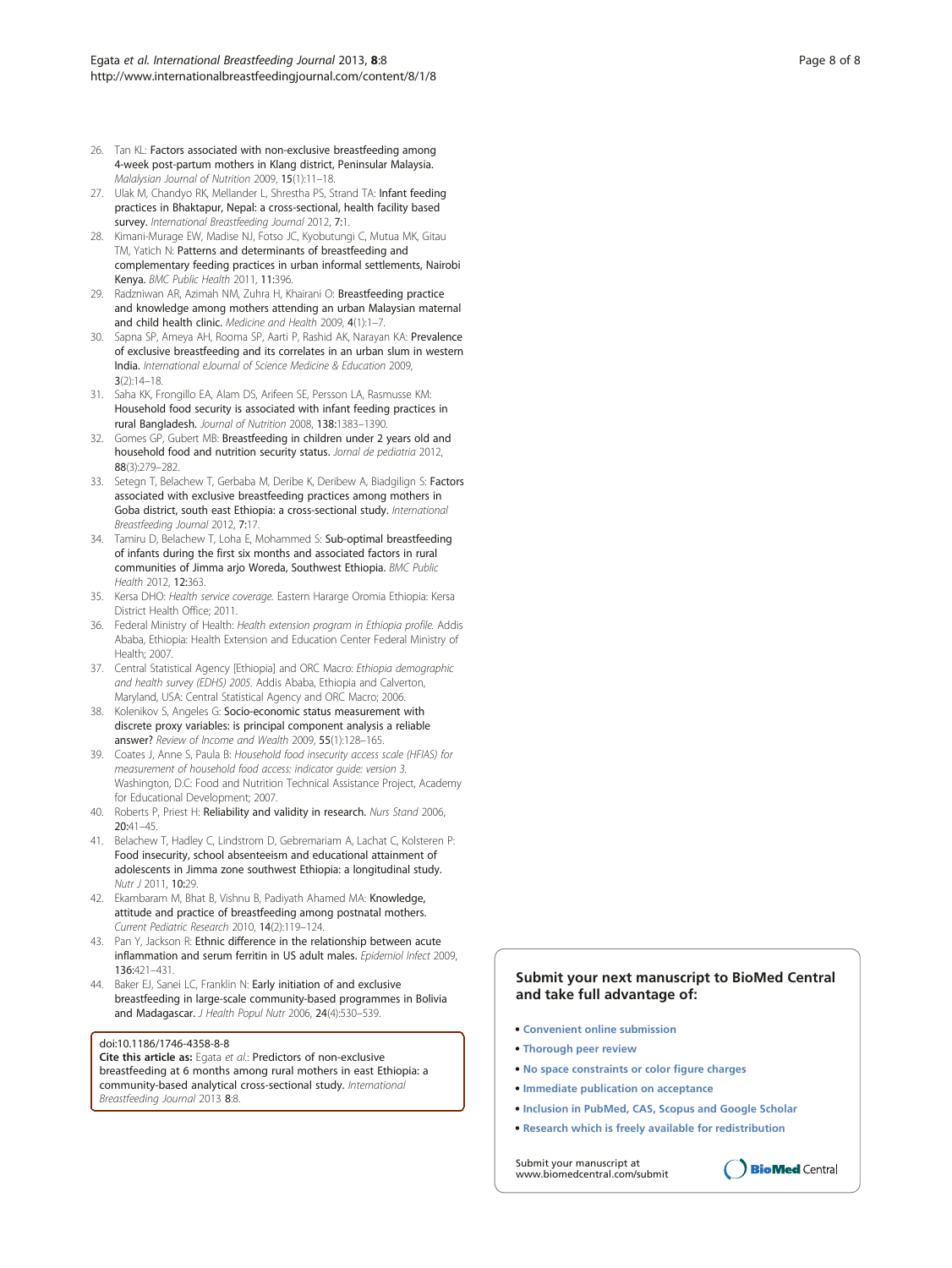26. Tan KL: Factors associated with non-exclusive breastfeeding among 4-week post-partum mothers in Klang district, Peninsular Malaysia. *Malaysian Journal of Nutrition* 2009, **15**(1):11–18.
27. Ulak M, Chandyo RK, Mellander L, Shrestha PS, Strand TA: Infant feeding practices in Bhaktapur, Nepal: a cross-sectional, health facility based survey. *International Breastfeeding Journal* 2012, **7**:1.
28. Kimani-Murage EW, Madise NJ, Fotso JC, Kyobutungi C, Mutua MK, Gitau TM, Yatich N: Patterns and determinants of breastfeeding and complementary feeding practices in urban informal settlements, Nairobi Kenya. *BMC Public Health* 2011, **11**:396.
29. Radzniwan AR, Azimah NM, Zuhra H, Khairani O: Breastfeeding practice and knowledge among mothers attending an urban Malaysian maternal and child health clinic. *Medicine and Health* 2009, **4**(1):1–7.
30. Sapna SP, Ameya AH, Rooma SP, Aarti P, Rashid AK, Narayan KA: Prevalence of exclusive breastfeeding and its correlates in an urban slum in western India. *International eJournal of Science Medicine & Education* 2009, **3**(2):14–18.
31. Saha KK, Frongillo EA, Alam DS, Arifeen SE, Persson LA, Rasmusse KM: Household food security is associated with infant feeding practices in rural Bangladesh. *Journal of Nutrition* 2008, **138**:1383–1390.
32. Gomes GP, Gubert MB: Breastfeeding in children under 2 years old and household food and nutrition security status. *Jornal de pediatria* 2012, **88**(3):279–282.
33. Setegn T, Belachew T, Gerbaba M, Deribe K, Deribew A, Biadgilign S: Factors associated with exclusive breastfeeding practices among mothers in Goba district, south east Ethiopia: a cross-sectional study. *International Breastfeeding Journal* 2012, **7**:17.
34. Tamiru D, Belachew T, Loha E, Mohammed S: Sub-optimal breastfeeding of infants during the first six months and associated factors in rural communities of Jimma arjo Woreda, Southwest Ethiopia. *BMC Public Health* 2012, **12**:363.
35. Kersa DHO: *Health service coverage*. Eastern Hararge Oromia Ethiopia: Kersa District Health Office; 2011.
36. Federal Ministry of Health: *Health extension program in Ethiopia profile*. Addis Ababa, Ethiopia: Health Extension and Education Center Federal Ministry of Health; 2007.
37. Central Statistical Agency [Ethiopia] and ORC Macro: *Ethiopia demographic and health survey (EDHS) 2005*. Addis Ababa, Ethiopia and Calverton, Maryland, USA: Central Statistical Agency and ORC Macro; 2006.
38. Kolenikov S, Angeles G: Socio-economic status measurement with discrete proxy variables: is principal component analysis a reliable answer? *Review of Income and Wealth* 2009, **55**(1):128–165.
39. Coates J, Anne S, Paula B: *Household food insecurity access scale (HFIAS) for measurement of household food access: indicator guide: version 3*. Washington, D.C: Food and Nutrition Technical Assistance Project, Academy for Educational Development; 2007.
40. Roberts P, Priest H: Reliability and validity in research. *Nurs Stand* 2006, **20**:41–45.
41. Belachew T, Hadley C, Lindstrom D, Gebremariam A, Lachat C, Kolsteren P: Food insecurity, school absenteeism and educational attainment of adolescents in Jimma zone southwest Ethiopia: a longitudinal study. *Nutr J* 2011, **10**:29.
42. Ekambaram M, Bhat B, Vishnu B, Padiyath Ahamed MA: Knowledge, attitude and practice of breastfeeding among postnatal mothers. *Current Pediatric Research* 2010, **14**(2):119–124.
43. Pan Y, Jackson R: Ethnic difference in the relationship between acute inflammation and serum ferritin in US adult males. *Epidemiol Infect* 2009, **136**:421–431.
44. Baker EJ, Sanei LC, Franklin N: Early initiation of and exclusive breastfeeding in large-scale community-based programmes in Bolivia and Madagascar. *J Health Popul Nutr* 2006, **24**(4):530–539.

doi:10.1186/1746-4358-8-8

**Cite this article as:** Egata *et al.*: Predictors of non-exclusive breastfeeding at 6 months among rural mothers in east Ethiopia: a community-based analytical cross-sectional study. *International Breastfeeding Journal* 2013 **8**:8.

**Submit your next manuscript to BioMed Central and take full advantage of:**

- **Convenient online submission**
- **Thorough peer review**
- **No space constraints or color figure charges**
- **Immediate publication on acceptance**
- **Inclusion in PubMed, CAS, Scopus and Google Scholar**
- **Research which is freely available for redistribution**

Submit your manuscript at www.biomedcentral.com/submit

BioMed Central